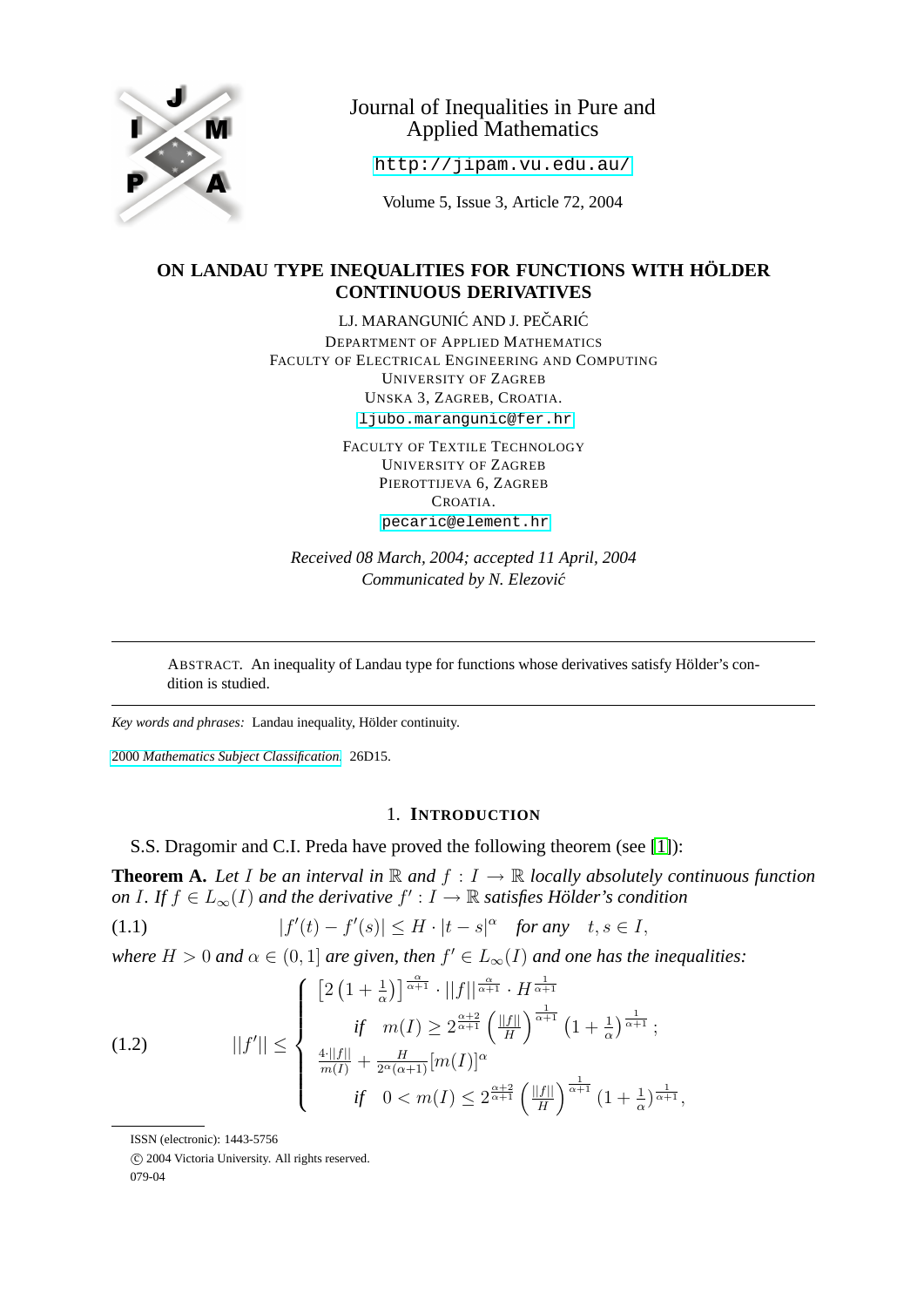Journal of Inequalities in Pure and Applied Mathematics

http://jipam.vu.edu.au/

Volume 5, Issue 3, Article 72, 2004

# ON LANDAU TYPE INEQUALITIES FOR FUNCTIONS WITH HÖLDER CONTINUOUS DERIVATIVES

LJ. MARANGUNIĆ AND J. PEČARIĆ

DEPARTMENT OF APPLIED MATHEMATICS
FACULTY OF ELECTRICAL ENGINEERING AND COMPUTING
UNIVERSITY OF ZAGREB
UNSKA 3, ZAGREB, CROATIA.
ljubo.marangunic@fer.hr

FACULTY OF TEXTILE TECHNOLOGY
UNIVERSITY OF ZAGREB
PIEROTTIJEVA 6, ZAGREB
CROATIA.
pecaric@element.hr

*Received 08 March, 2004; accepted 11 April, 2004*
*Communicated by N. Elezović*

ABSTRACT. An inequality of Landau type for functions whose derivatives satisfy Hölder's condition is studied.

*Key words and phrases:* Landau inequality, Hölder continuity.

2000 *Mathematics Subject Classification.* 26D15.

## 1. INTRODUCTION

S.S. Dragomir and C.I. Preda have proved the following theorem (see [1]):

**Theorem A.** *Let $I$ be an interval in $\mathbb{R}$ and $f : I \to \mathbb{R}$ locally absolutely continuous function on $I$. If $f \in L_\infty(I)$ and the derivative $f' : I \to \mathbb{R}$ satisfies Hölder's condition*

$$|f'(t) - f'(s)| \leq H \cdot |t - s|^\alpha \quad \textit{for any} \quad t, s \in I, \tag{1.1}$$

*where $H > 0$ and $\alpha \in (0, 1]$ are given, then $f' \in L_\infty(I)$ and one has the inequalities:*

$$||f'|| \leq \begin{cases} \left[2\left(1+\frac{1}{\alpha}\right)\right]^{\frac{\alpha}{\alpha+1}} \cdot ||f||^{\frac{\alpha}{\alpha+1}} \cdot H^{\frac{1}{\alpha+1}} \\ \qquad \textit{if} \quad m(I) \geq 2^{\frac{\alpha+2}{\alpha+1}} \left(\frac{||f||}{H}\right)^{\frac{1}{\alpha+1}} \left(1+\frac{1}{\alpha}\right)^{\frac{1}{\alpha+1}}; \\ \frac{4 \cdot ||f||}{m(I)} + \frac{H}{2^\alpha(\alpha+1)}[m(I)]^\alpha \\ \qquad \textit{if} \quad 0 < m(I) \leq 2^{\frac{\alpha+2}{\alpha+1}} \left(\frac{||f||}{H}\right)^{\frac{1}{\alpha+1}} (1+\frac{1}{\alpha})^{\frac{1}{\alpha+1}}, \end{cases} \tag{1.2}$$

ISSN (electronic): 1443-5756

© 2004 Victoria University. All rights reserved.

079-04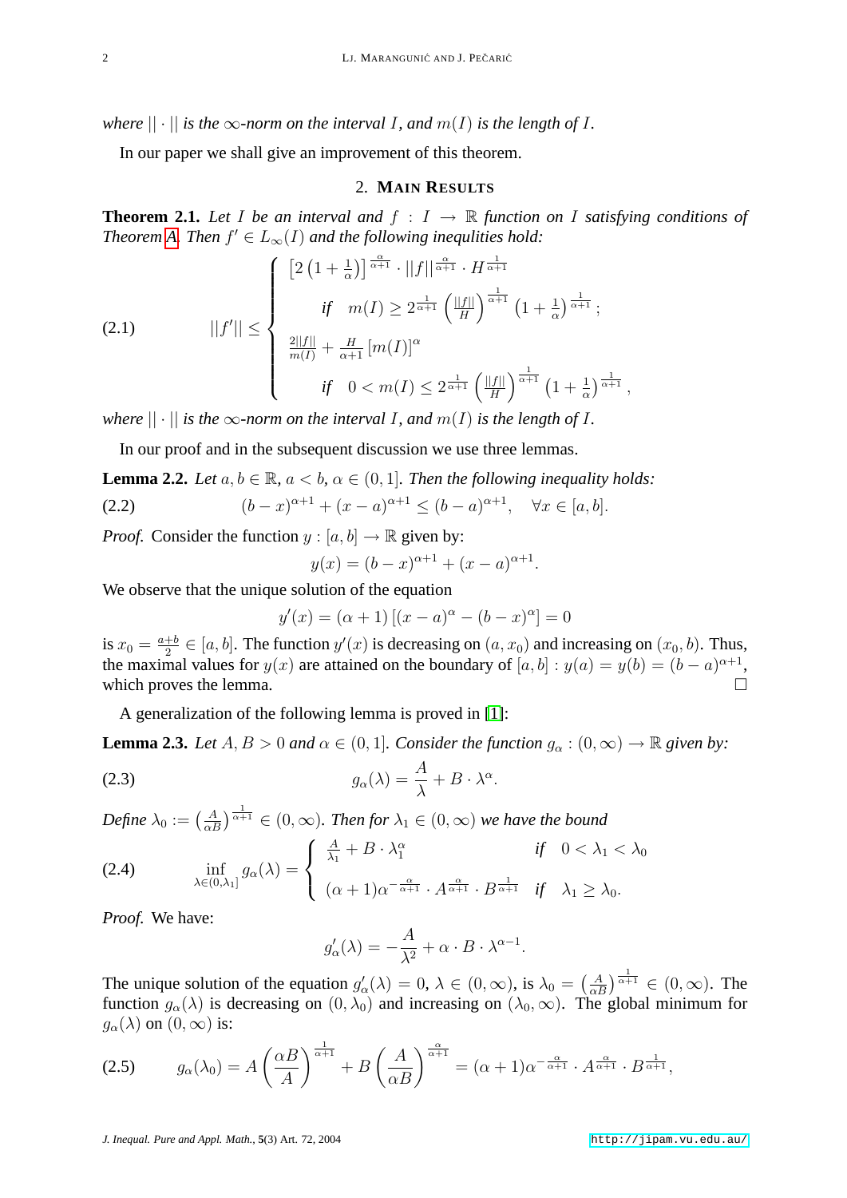*where* $||\cdot||$ *is the* $\infty$*-norm on the interval* $I$*, and* $m(I)$ *is the length of* $I$*.*

In our paper we shall give an improvement of this theorem.

## 2. Main Results

**Theorem 2.1.** *Let* $I$ *be an interval and* $f : I \to \mathbb{R}$ *function on* $I$ *satisfying conditions of Theorem A. Then* $f' \in L_\infty(I)$ *and the following inequlities hold:*

$$||f'|| \leq \begin{cases} \left[2\left(1+\frac{1}{\alpha}\right)\right]^{\frac{\alpha}{\alpha+1}} \cdot ||f||^{\frac{\alpha}{\alpha+1}} \cdot H^{\frac{1}{\alpha+1}} \\ \qquad \text{if} \quad m(I) \geq 2^{\frac{1}{\alpha+1}} \left(\frac{||f||}{H}\right)^{\frac{1}{\alpha+1}} \left(1+\frac{1}{\alpha}\right)^{\frac{1}{\alpha+1}}; \\ \frac{2||f||}{m(I)} + \frac{H}{\alpha+1}\left[m(I)\right]^\alpha \\ \qquad \text{if} \quad 0 < m(I) \leq 2^{\frac{1}{\alpha+1}} \left(\frac{||f||}{H}\right)^{\frac{1}{\alpha+1}} \left(1+\frac{1}{\alpha}\right)^{\frac{1}{\alpha+1}}, \end{cases} \tag{2.1}$$

*where* $||\cdot||$ *is the* $\infty$*-norm on the interval* $I$*, and* $m(I)$ *is the length of* $I$*.*

In our proof and in the subsequent discussion we use three lemmas.

**Lemma 2.2.** *Let* $a, b \in \mathbb{R}$*,* $a < b$*,* $\alpha \in (0,1]$*. Then the following inequality holds:*

$$(b-x)^{\alpha+1} + (x-a)^{\alpha+1} \leq (b-a)^{\alpha+1}, \quad \forall x \in [a,b]. \tag{2.2}$$

*Proof.* Consider the function $y : [a,b] \to \mathbb{R}$ given by:

$$y(x) = (b-x)^{\alpha+1} + (x-a)^{\alpha+1}.$$

We observe that the unique solution of the equation

$$y'(x) = (\alpha+1)\left[(x-a)^\alpha - (b-x)^\alpha\right] = 0$$

is $x_0 = \frac{a+b}{2} \in [a,b]$. The function $y'(x)$ is decreasing on $(a, x_0)$ and increasing on $(x_0, b)$. Thus, the maximal values for $y(x)$ are attained on the boundary of $[a,b] : y(a) = y(b) = (b-a)^{\alpha+1}$, which proves the lemma. □

A generalization of the following lemma is proved in [1]:

**Lemma 2.3.** *Let* $A, B > 0$ *and* $\alpha \in (0,1]$*. Consider the function* $g_\alpha : (0,\infty) \to \mathbb{R}$ *given by:*

$$g_\alpha(\lambda) = \frac{A}{\lambda} + B \cdot \lambda^\alpha. \tag{2.3}$$

*Define* $\lambda_0 := \left(\frac{A}{\alpha B}\right)^{\frac{1}{\alpha+1}} \in (0,\infty)$*. Then for* $\lambda_1 \in (0,\infty)$ *we have the bound*

$$\inf_{\lambda \in (0,\lambda_1]} g_\alpha(\lambda) = \begin{cases} \frac{A}{\lambda_1} + B \cdot \lambda_1^\alpha & \text{if} \quad 0 < \lambda_1 < \lambda_0 \\ (\alpha+1)\alpha^{-\frac{\alpha}{\alpha+1}} \cdot A^{\frac{\alpha}{\alpha+1}} \cdot B^{\frac{1}{\alpha+1}} & \text{if} \quad \lambda_1 \geq \lambda_0. \end{cases} \tag{2.4}$$

*Proof.* We have:

$$g'_\alpha(\lambda) = -\frac{A}{\lambda^2} + \alpha \cdot B \cdot \lambda^{\alpha-1}.$$

The unique solution of the equation $g'_\alpha(\lambda) = 0$, $\lambda \in (0,\infty)$, is $\lambda_0 = \left(\frac{A}{\alpha B}\right)^{\frac{1}{\alpha+1}} \in (0,\infty)$. The function $g_\alpha(\lambda)$ is decreasing on $(0, \lambda_0)$ and increasing on $(\lambda_0, \infty)$. The global minimum for $g_\alpha(\lambda)$ on $(0,\infty)$ is:

$$g_\alpha(\lambda_0) = A\left(\frac{\alpha B}{A}\right)^{\frac{1}{\alpha+1}} + B\left(\frac{A}{\alpha B}\right)^{\frac{\alpha}{\alpha+1}} = (\alpha+1)\alpha^{-\frac{\alpha}{\alpha+1}} \cdot A^{\frac{\alpha}{\alpha+1}} \cdot B^{\frac{1}{\alpha+1}}, \tag{2.5}$$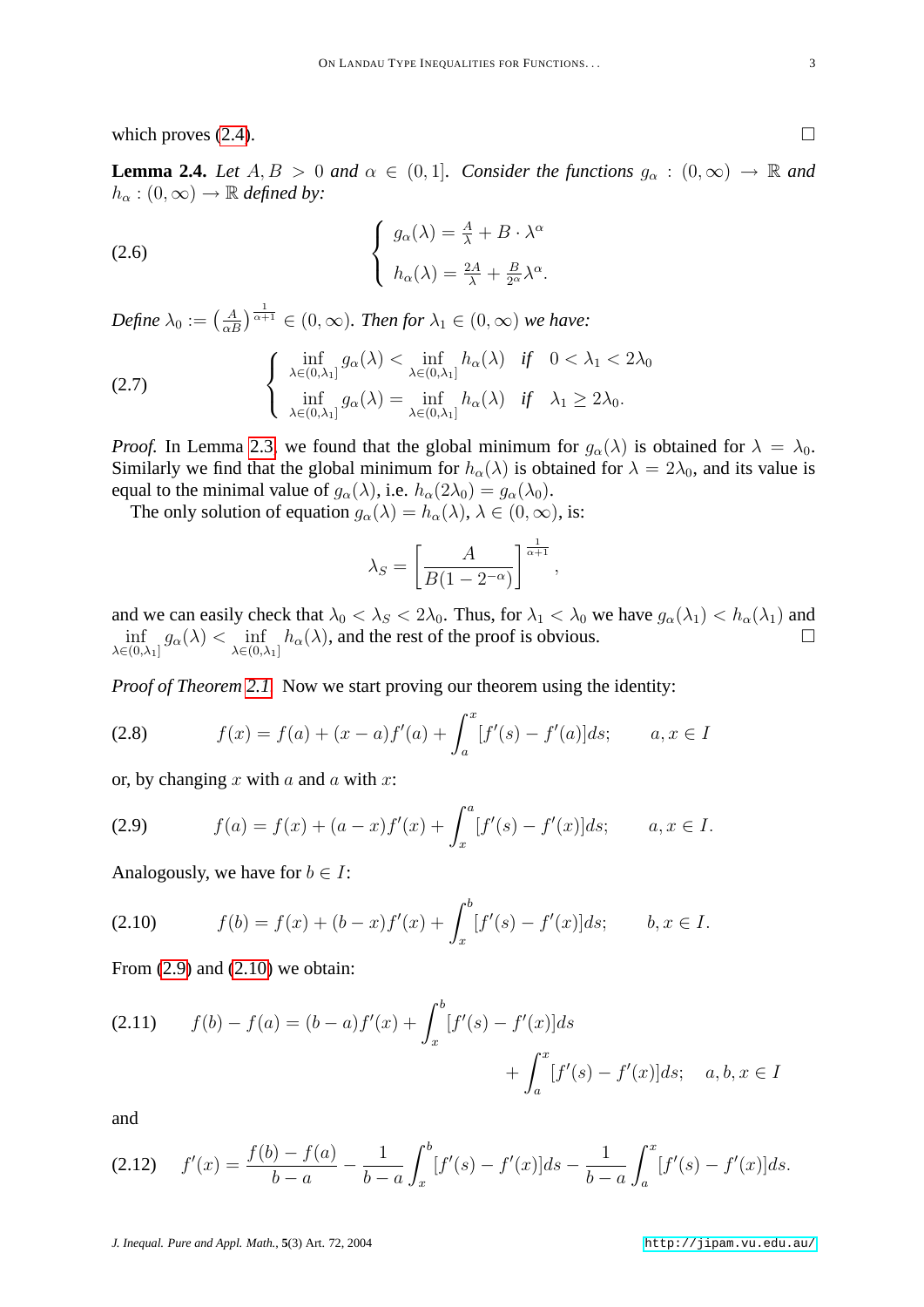which proves (2.4). $\square$

**Lemma 2.4.** *Let $A, B > 0$ and $\alpha \in (0,1]$. Consider the functions $g_\alpha : (0,\infty) \to \mathbb{R}$ and $h_\alpha : (0,\infty) \to \mathbb{R}$ defined by:*

$$\left\{ \begin{array}{l} g_\alpha(\lambda) = \frac{A}{\lambda} + B \cdot \lambda^\alpha \\ h_\alpha(\lambda) = \frac{2A}{\lambda} + \frac{B}{2^\alpha}\lambda^\alpha. \end{array} \right. \tag{2.6}$$

*Define $\lambda_0 := \left(\frac{A}{\alpha B}\right)^{\frac{1}{\alpha+1}} \in (0,\infty)$. Then for $\lambda_1 \in (0,\infty)$ we have:*

$$\left\{ \begin{array}{ll} \inf\limits_{\lambda\in(0,\lambda_1]} g_\alpha(\lambda) < \inf\limits_{\lambda\in(0,\lambda_1]} h_\alpha(\lambda) & \textit{if} \quad 0 < \lambda_1 < 2\lambda_0 \\ \inf\limits_{\lambda\in(0,\lambda_1]} g_\alpha(\lambda) = \inf\limits_{\lambda\in(0,\lambda_1]} h_\alpha(\lambda) & \textit{if} \quad \lambda_1 \geq 2\lambda_0. \end{array} \right. \tag{2.7}$$

*Proof.* In Lemma 2.3 we found that the global minimum for $g_\alpha(\lambda)$ is obtained for $\lambda = \lambda_0$. Similarly we find that the global minimum for $h_\alpha(\lambda)$ is obtained for $\lambda = 2\lambda_0$, and its value is equal to the minimal value of $g_\alpha(\lambda)$, i.e. $h_\alpha(2\lambda_0) = g_\alpha(\lambda_0)$.

The only solution of equation $g_\alpha(\lambda) = h_\alpha(\lambda)$, $\lambda \in (0,\infty)$, is:

$$\lambda_S = \left[\frac{A}{B(1-2^{-\alpha})}\right]^{\frac{1}{\alpha+1}},$$

and we can easily check that $\lambda_0 < \lambda_S < 2\lambda_0$. Thus, for $\lambda_1 < \lambda_0$ we have $g_\alpha(\lambda_1) < h_\alpha(\lambda_1)$ and $\inf\limits_{\lambda\in(0,\lambda_1]} g_\alpha(\lambda) < \inf\limits_{\lambda\in(0,\lambda_1]} h_\alpha(\lambda)$, and the rest of the proof is obvious. $\square$

*Proof of Theorem 2.1.* Now we start proving our theorem using the identity:

$$f(x) = f(a) + (x-a)f'(a) + \int_a^x [f'(s) - f'(a)]ds; \qquad a, x \in I \tag{2.8}$$

or, by changing $x$ with $a$ and $a$ with $x$:

$$f(a) = f(x) + (a-x)f'(x) + \int_x^a [f'(s) - f'(x)]ds; \qquad a, x \in I. \tag{2.9}$$

Analogously, we have for $b \in I$:

$$f(b) = f(x) + (b-x)f'(x) + \int_x^b [f'(s) - f'(x)]ds; \qquad b, x \in I. \tag{2.10}$$

From (2.9) and (2.10) we obtain:

$$f(b) - f(a) = (b-a)f'(x) + \int_x^b [f'(s) - f'(x)]ds + \int_a^x [f'(s) - f'(x)]ds; \quad a, b, x \in I \tag{2.11}$$

and

$$f'(x) = \frac{f(b)-f(a)}{b-a} - \frac{1}{b-a}\int_x^b [f'(s) - f'(x)]ds - \frac{1}{b-a}\int_a^x [f'(s) - f'(x)]ds. \tag{2.12}$$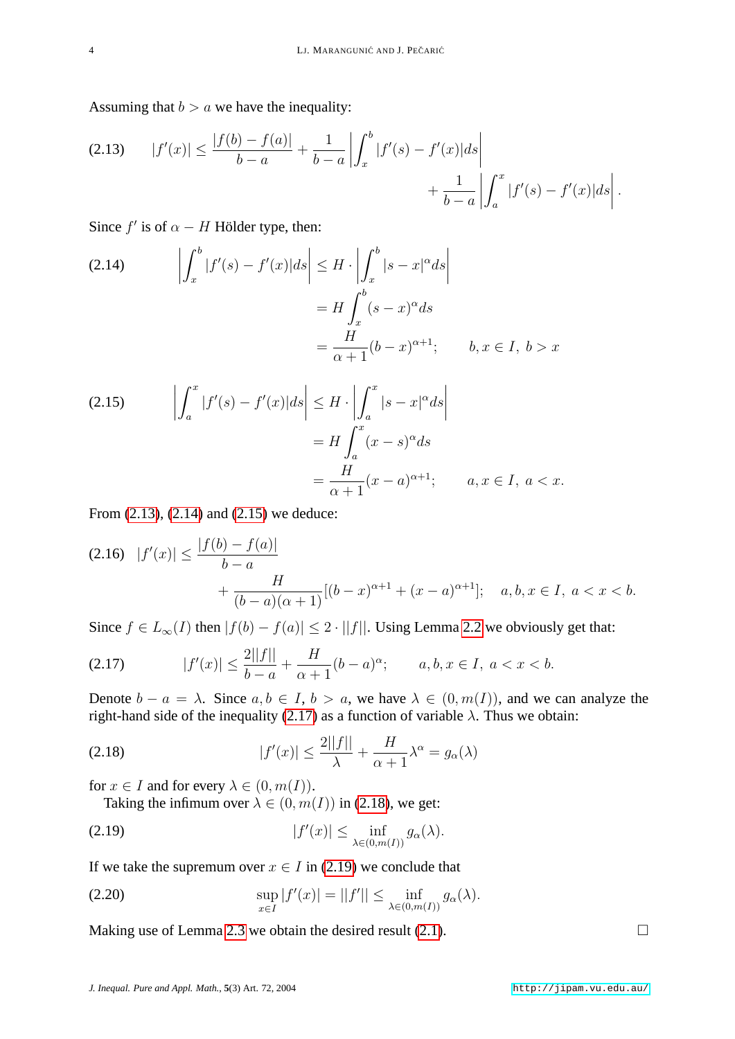Assuming that $b > a$ we have the inequality:

$$
|f'(x)| \le \frac{|f(b)-f(a)|}{b-a} + \frac{1}{b-a}\left|\int_x^b |f'(s)-f'(x)|ds\right| + \frac{1}{b-a}\left|\int_a^x |f'(s)-f'(x)|ds\right|. \tag{2.13}
$$

Since $f'$ is of $\alpha - H$ Hölder type, then:

$$
\begin{aligned}
\left|\int_x^b |f'(s)-f'(x)|ds\right| &\le H\cdot\left|\int_x^b |s-x|^\alpha ds\right| \\
&= H\int_x^b (s-x)^\alpha ds \\
&= \frac{H}{\alpha+1}(b-x)^{\alpha+1}; \qquad b,x\in I,\ b>x
\end{aligned} \tag{2.14}
$$

$$
\begin{aligned}
\left|\int_a^x |f'(s)-f'(x)|ds\right| &\le H\cdot\left|\int_a^x |s-x|^\alpha ds\right| \\
&= H\int_a^x (x-s)^\alpha ds \\
&= \frac{H}{\alpha+1}(x-a)^{\alpha+1}; \qquad a,x\in I,\ a<x.
\end{aligned} \tag{2.15}
$$

From (2.13), (2.14) and (2.15) we deduce:

$$
|f'(x)| \le \frac{|f(b)-f(a)|}{b-a} + \frac{H}{(b-a)(\alpha+1)}[(b-x)^{\alpha+1}+(x-a)^{\alpha+1}]; \quad a,b,x\in I,\ a<x<b. \tag{2.16}
$$

Since $f \in L_\infty(I)$ then $|f(b)-f(a)| \le 2\cdot||f||$. Using Lemma 2.2 we obviously get that:

$$
|f'(x)| \le \frac{2||f||}{b-a} + \frac{H}{\alpha+1}(b-a)^\alpha; \qquad a,b,x\in I,\ a<x<b. \tag{2.17}
$$

Denote $b-a=\lambda$. Since $a,b\in I$, $b>a$, we have $\lambda\in(0,m(I))$, and we can analyze the right-hand side of the inequality (2.17) as a function of variable $\lambda$. Thus we obtain:

$$
|f'(x)| \le \frac{2||f||}{\lambda} + \frac{H}{\alpha+1}\lambda^\alpha = g_\alpha(\lambda) \tag{2.18}
$$

for $x\in I$ and for every $\lambda\in(0,m(I))$.

Taking the infimum over $\lambda\in(0,m(I))$ in (2.18), we get:

$$
|f'(x)| \le \inf_{\lambda\in(0,m(I))} g_\alpha(\lambda). \tag{2.19}
$$

If we take the supremum over $x\in I$ in (2.19) we conclude that

$$
\sup_{x\in I}|f'(x)| = ||f'|| \le \inf_{\lambda\in(0,m(I))} g_\alpha(\lambda). \tag{2.20}
$$

Making use of Lemma 2.3 we obtain the desired result (2.1). □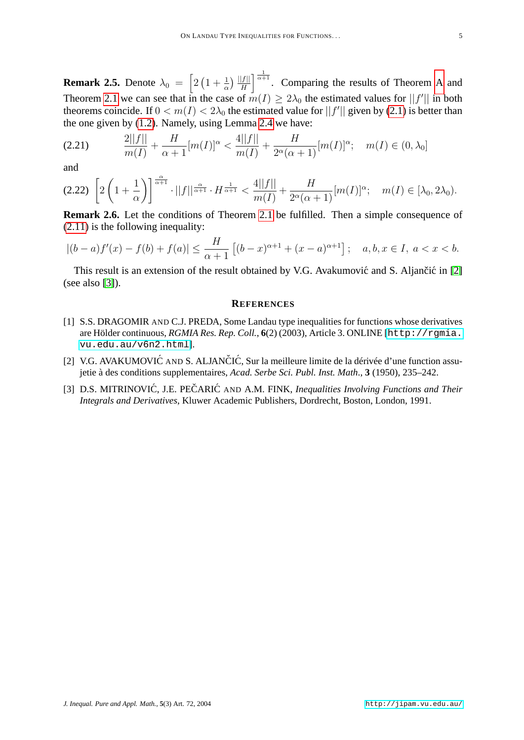**Remark 2.5.** Denote $\lambda_0 = \left[2\left(1+\frac{1}{\alpha}\right)\frac{||f||}{H}\right]^{\frac{1}{\alpha+1}}$. Comparing the results of Theorem A and Theorem 2.1 we can see that in the case of $m(I) \geq 2\lambda_0$ the estimated values for $||f'||$ in both theorems coincide. If $0 < m(I) < 2\lambda_0$ the estimated value for $||f'||$ given by (2.1) is better than the one given by (1.2). Namely, using Lemma 2.4 we have:

$$\frac{2||f||}{m(I)} + \frac{H}{\alpha+1}[m(I)]^\alpha < \frac{4||f||}{m(I)} + \frac{H}{2^\alpha(\alpha+1)}[m(I)]^\alpha; \quad m(I) \in (0, \lambda_0] \tag{2.21}$$

and

$$\left[2\left(1+\frac{1}{\alpha}\right)\right]^{\frac{\alpha}{\alpha+1}} \cdot ||f||^{\frac{\alpha}{\alpha+1}} \cdot H^{\frac{1}{\alpha+1}} < \frac{4||f||}{m(I)} + \frac{H}{2^\alpha(\alpha+1)}[m(I)]^\alpha; \quad m(I) \in [\lambda_0, 2\lambda_0). \tag{2.22}$$

**Remark 2.6.** Let the conditions of Theorem 2.1 be fulfilled. Then a simple consequence of (2.11) is the following inequality:

$$|(b-a)f'(x) - f(b) + f(a)| \leq \frac{H}{\alpha+1}\left[(b-x)^{\alpha+1} + (x-a)^{\alpha+1}\right]; \quad a, b, x \in I,\ a < x < b.$$

This result is an extension of the result obtained by V.G. Avakumović and S. Aljančić in [2] (see also [3]).

## References

[1] S.S. DRAGOMIR AND C.J. PREDA, Some Landau type inequalities for functions whose derivatives are Hölder continuous, *RGMIA Res. Rep. Coll.*, **6**(2) (2003), Article 3. ONLINE [http://rgmia.vu.edu.au/v6n2.html].

[2] V.G. AVAKUMOVIĆ AND S. ALJANČIĆ, Sur la meilleure limite de la dérivée d'une function assujetie à des conditions supplementaires, *Acad. Serbe Sci. Publ. Inst. Math.*, **3** (1950), 235–242.

[3] D.S. MITRINOVIĆ, J.E. PEČARIĆ AND A.M. FINK, *Inequalities Involving Functions and Their Integrals and Derivatives*, Kluwer Academic Publishers, Dordrecht, Boston, London, 1991.